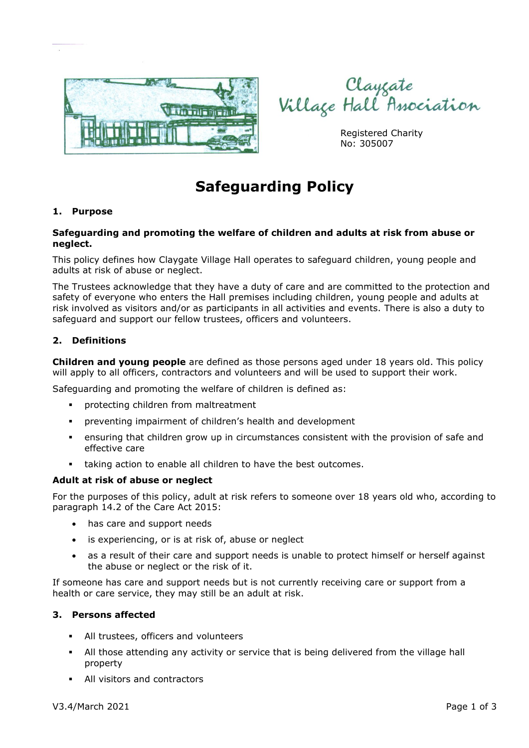Claygate Village Hall Association

Registered Charity No: 305007

# Safeguarding Policy

## 1. Purpose

**Safeguarding and promoting the welfare of children and adults at risk from abuse or neglect.**

This policy defines how Claygate Village Hall operates to safeguard children, young people and adults at risk of abuse or neglect.

The Trustees acknowledge that they have a duty of care and are committed to the protection and safety of everyone who enters the Hall premises including children, young people and adults at risk involved as visitors and/or as participants in all activities and events. There is also a duty to safeguard and support our fellow trustees, officers and volunteers.

## 2. Definitions

**Children and young people** are defined as those persons aged under 18 years old. This policy will apply to all officers, contractors and volunteers and will be used to support their work.

Safeguarding and promoting the welfare of children is defined as:

- protecting children from maltreatment
- preventing impairment of children's health and development
- ensuring that children grow up in circumstances consistent with the provision of safe and effective care
- taking action to enable all children to have the best outcomes.

**Adult at risk of abuse or neglect**

For the purposes of this policy, adult at risk refers to someone over 18 years old who, according to paragraph 14.2 of the Care Act 2015:

- has care and support needs
- is experiencing, or is at risk of, abuse or neglect
- as a result of their care and support needs is unable to protect himself or herself against the abuse or neglect or the risk of it.

If someone has care and support needs but is not currently receiving care or support from a health or care service, they may still be an adult at risk.

## 3. Persons affected

- All trustees, officers and volunteers
- All those attending any activity or service that is being delivered from the village hall property
- All visitors and contractors

V3.4/March 2021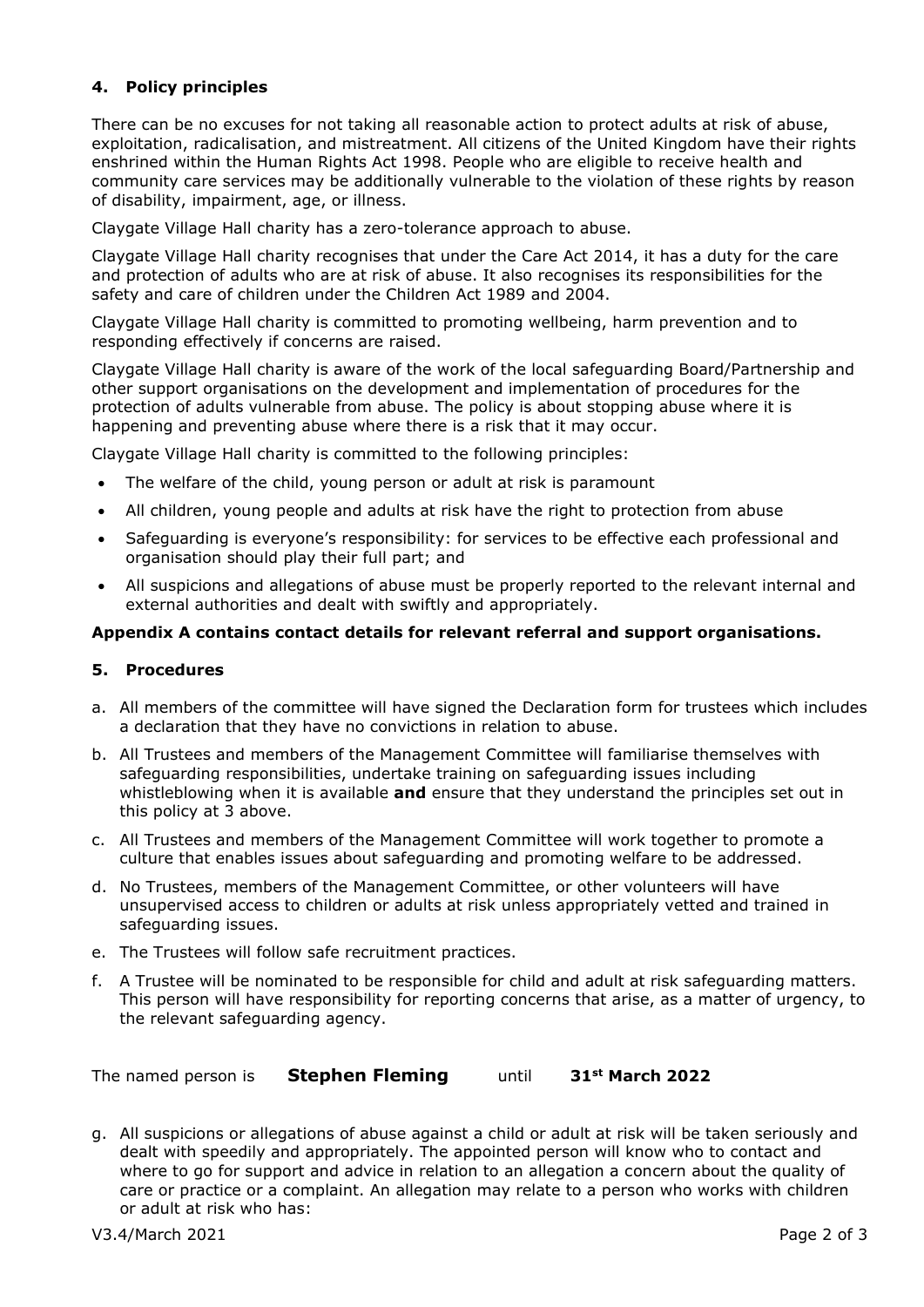## 4. Policy principles

There can be no excuses for not taking all reasonable action to protect adults at risk of abuse, exploitation, radicalisation, and mistreatment. All citizens of the United Kingdom have their rights enshrined within the Human Rights Act 1998. People who are eligible to receive health and community care services may be additionally vulnerable to the violation of these rights by reason of disability, impairment, age, or illness.

Claygate Village Hall charity has a zero-tolerance approach to abuse.

Claygate Village Hall charity recognises that under the Care Act 2014, it has a duty for the care and protection of adults who are at risk of abuse. It also recognises its responsibilities for the safety and care of children under the Children Act 1989 and 2004.

Claygate Village Hall charity is committed to promoting wellbeing, harm prevention and to responding effectively if concerns are raised.

Claygate Village Hall charity is aware of the work of the local safeguarding Board/Partnership and other support organisations on the development and implementation of procedures for the protection of adults vulnerable from abuse. The policy is about stopping abuse where it is happening and preventing abuse where there is a risk that it may occur.

Claygate Village Hall charity is committed to the following principles:

- The welfare of the child, young person or adult at risk is paramount
- All children, young people and adults at risk have the right to protection from abuse
- Safeguarding is everyone's responsibility: for services to be effective each professional and organisation should play their full part; and
- All suspicions and allegations of abuse must be properly reported to the relevant internal and external authorities and dealt with swiftly and appropriately.

**Appendix A contains contact details for relevant referral and support organisations.**

## 5. Procedures

a. All members of the committee will have signed the Declaration form for trustees which includes a declaration that they have no convictions in relation to abuse.

b. All Trustees and members of the Management Committee will familiarise themselves with safeguarding responsibilities, undertake training on safeguarding issues including whistleblowing when it is available **and** ensure that they understand the principles set out in this policy at 3 above.

c. All Trustees and members of the Management Committee will work together to promote a culture that enables issues about safeguarding and promoting welfare to be addressed.

d. No Trustees, members of the Management Committee, or other volunteers will have unsupervised access to children or adults at risk unless appropriately vetted and trained in safeguarding issues.

e. The Trustees will follow safe recruitment practices.

f. A Trustee will be nominated to be responsible for child and adult at risk safeguarding matters. This person will have responsibility for reporting concerns that arise, as a matter of urgency, to the relevant safeguarding agency.

The named person is **Stephen Fleming** until **31st March 2022**

g. All suspicions or allegations of abuse against a child or adult at risk will be taken seriously and dealt with speedily and appropriately. The appointed person will know who to contact and where to go for support and advice in relation to an allegation a concern about the quality of care or practice or a complaint. An allegation may relate to a person who works with children or adult at risk who has:

V3.4/March 2021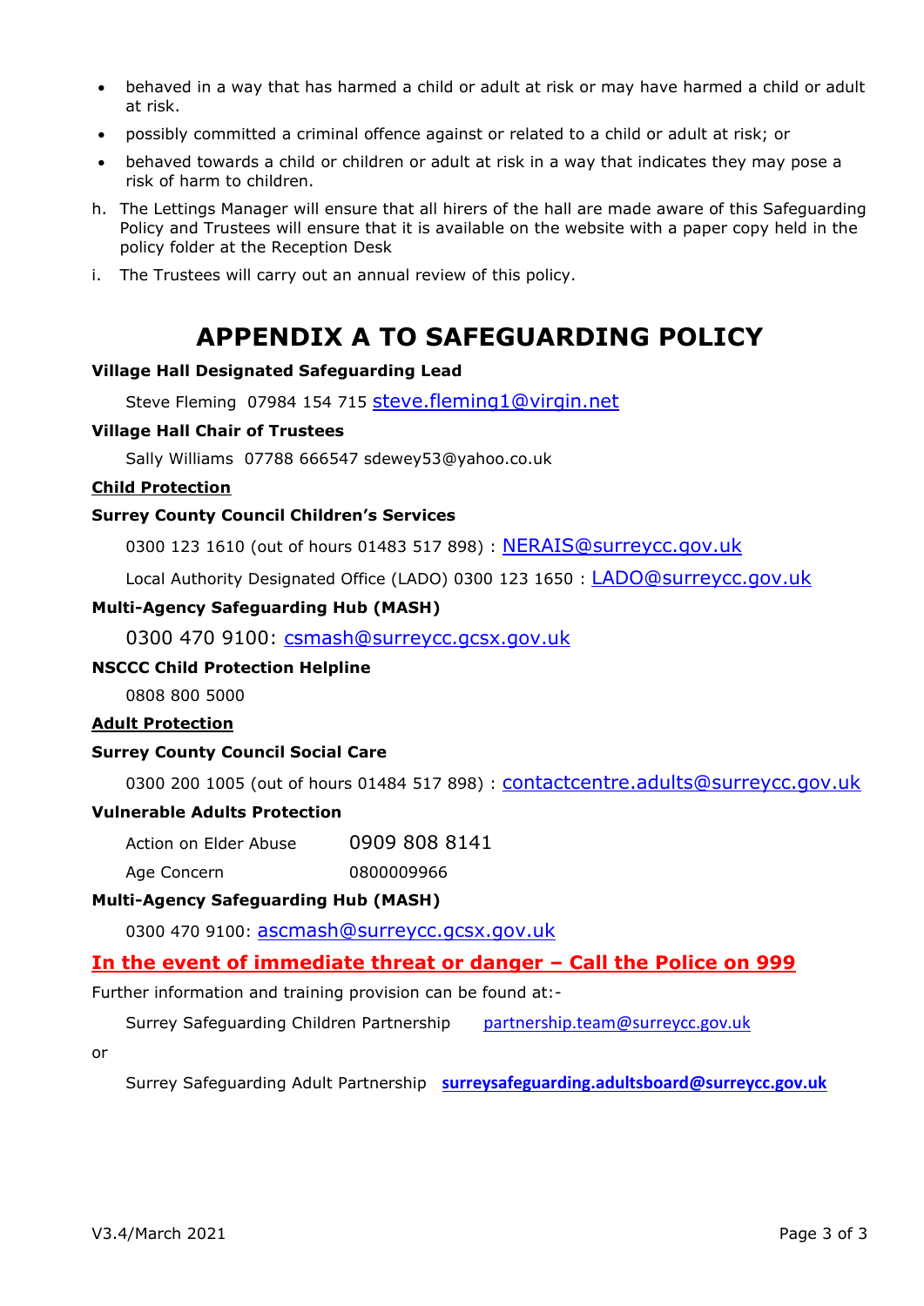- behaved in a way that has harmed a child or adult at risk or may have harmed a child or adult at risk.
- possibly committed a criminal offence against or related to a child or adult at risk; or
- behaved towards a child or children or adult at risk in a way that indicates they may pose a risk of harm to children.

h. The Lettings Manager will ensure that all hirers of the hall are made aware of this Safeguarding Policy and Trustees will ensure that it is available on the website with a paper copy held in the policy folder at the Reception Desk

i. The Trustees will carry out an annual review of this policy.

# APPENDIX A TO SAFEGUARDING POLICY

**Village Hall Designated Safeguarding Lead**

Steve Fleming 07984 154 715 steve.fleming1@virgin.net

**Village Hall Chair of Trustees**

Sally Williams 07788 666547 sdewey53@yahoo.co.uk

**Child Protection**

**Surrey County Council Children's Services**

0300 123 1610 (out of hours 01483 517 898) : NERAIS@surreycc.gov.uk

Local Authority Designated Office (LADO) 0300 123 1650 : LADO@surreycc.gov.uk

**Multi-Agency Safeguarding Hub (MASH)**

0300 470 9100: csmash@surreycc.gcsx.gov.uk

**NSCCC Child Protection Helpline**

0808 800 5000

**Adult Protection**

**Surrey County Council Social Care**

0300 200 1005 (out of hours 01484 517 898) : contactcentre.adults@surreycc.gov.uk

**Vulnerable Adults Protection**

Action on Elder Abuse 0909 808 8141

Age Concern 0800009966

**Multi-Agency Safeguarding Hub (MASH)**

0300 470 9100: ascmash@surreycc.gcsx.gov.uk

**In the event of immediate threat or danger – Call the Police on 999**

Further information and training provision can be found at:-

Surrey Safeguarding Children Partnership partnership.team@surreycc.gov.uk

or

Surrey Safeguarding Adult Partnership **surreysafeguarding.adultsboard@surreycc.gov.uk**

V3.4/March 2021